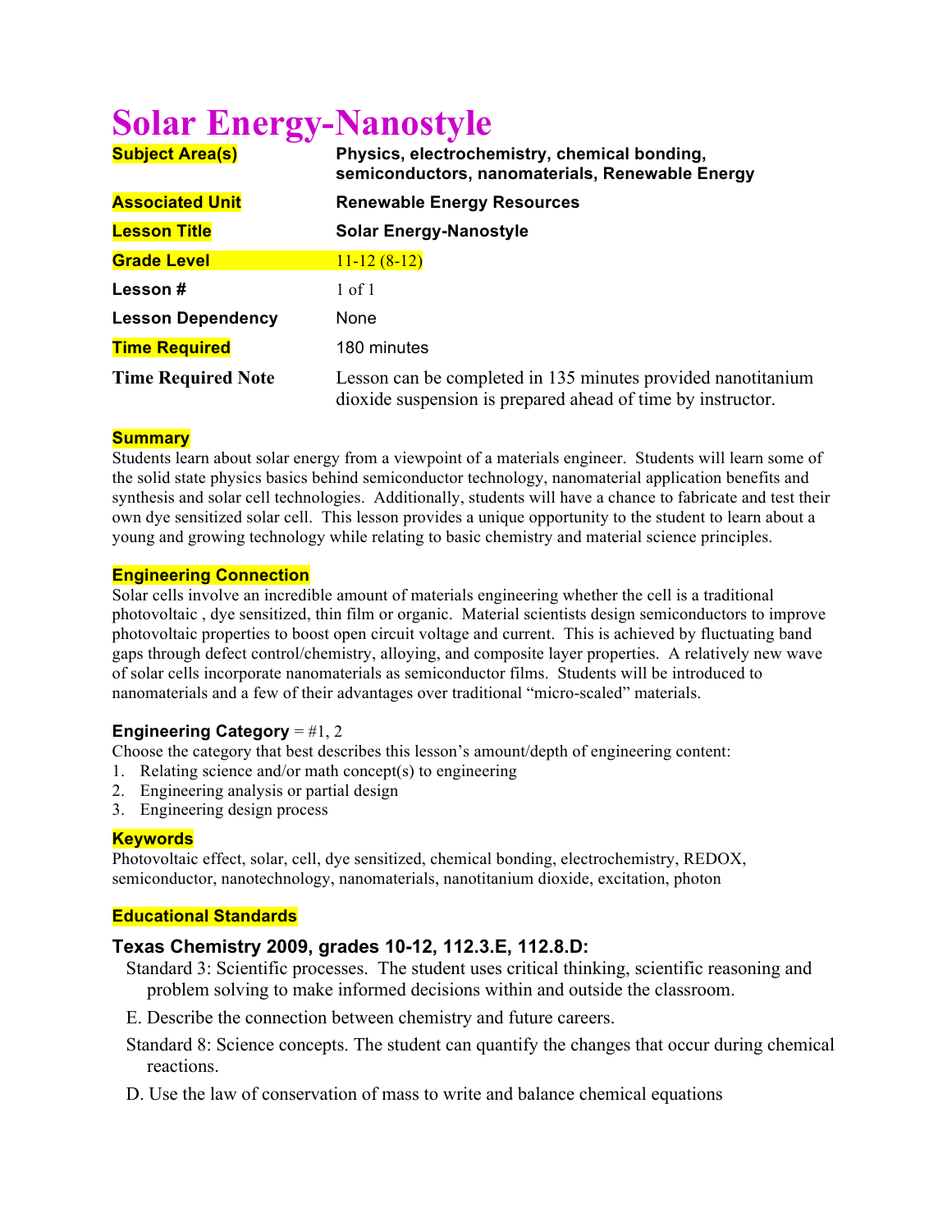# Solar Energy-Nanostyle

| | |
|---|---|
| **Subject Area(s)** | **Physics, electrochemistry, chemical bonding, semiconductors, nanomaterials, Renewable Energy** |
| **Associated Unit** | **Renewable Energy Resources** |
| **Lesson Title** | **Solar Energy-Nanostyle** |
| **Grade Level** | 11-12 (8-12) |
| **Lesson #** | 1 of 1 |
| **Lesson Dependency** | None |
| **Time Required** | 180 minutes |
| **Time Required Note** | Lesson can be completed in 135 minutes provided nanotitanium dioxide suspension is prepared ahead of time by instructor. |

### Summary

Students learn about solar energy from a viewpoint of a materials engineer. Students will learn some of the solid state physics basics behind semiconductor technology, nanomaterial application benefits and synthesis and solar cell technologies. Additionally, students will have a chance to fabricate and test their own dye sensitized solar cell. This lesson provides a unique opportunity to the student to learn about a young and growing technology while relating to basic chemistry and material science principles.

### Engineering Connection

Solar cells involve an incredible amount of materials engineering whether the cell is a traditional photovoltaic , dye sensitized, thin film or organic. Material scientists design semiconductors to improve photovoltaic properties to boost open circuit voltage and current. This is achieved by fluctuating band gaps through defect control/chemistry, alloying, and composite layer properties. A relatively new wave of solar cells incorporate nanomaterials as semiconductor films. Students will be introduced to nanomaterials and a few of their advantages over traditional "micro-scaled" materials.

**Engineering Category** = #1, 2

Choose the category that best describes this lesson's amount/depth of engineering content:

1. Relating science and/or math concept(s) to engineering
2. Engineering analysis or partial design
3. Engineering design process

### Keywords

Photovoltaic effect, solar, cell, dye sensitized, chemical bonding, electrochemistry, REDOX, semiconductor, nanotechnology, nanomaterials, nanotitanium dioxide, excitation, photon

### Educational Standards

#### Texas Chemistry 2009, grades 10-12, 112.3.E, 112.8.D:

Standard 3: Scientific processes. The student uses critical thinking, scientific reasoning and problem solving to make informed decisions within and outside the classroom.

E. Describe the connection between chemistry and future careers.

Standard 8: Science concepts. The student can quantify the changes that occur during chemical reactions.

D. Use the law of conservation of mass to write and balance chemical equations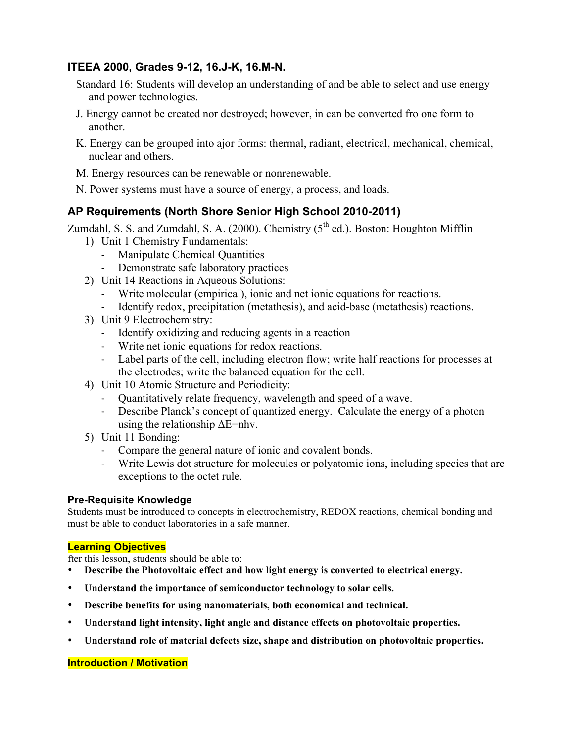### ITEEA 2000, Grades 9-12, 16.J-K, 16.M-N.

Standard 16: Students will develop an understanding of and be able to select and use energy and power technologies.

J. Energy cannot be created nor destroyed; however, in can be converted fro one form to another.

K. Energy can be grouped into ajor forms: thermal, radiant, electrical, mechanical, chemical, nuclear and others.

M. Energy resources can be renewable or nonrenewable.

N. Power systems must have a source of energy, a process, and loads.

### AP Requirements (North Shore Senior High School 2010-2011)

Zumdahl, S. S. and Zumdahl, S. A. (2000). Chemistry (5th ed.). Boston: Houghton Mifflin

1) Unit 1 Chemistry Fundamentals:
   - Manipulate Chemical Quantities
   - Demonstrate safe laboratory practices
2) Unit 14 Reactions in Aqueous Solutions:
   - Write molecular (empirical), ionic and net ionic equations for reactions.
   - Identify redox, precipitation (metathesis), and acid-base (metathesis) reactions.
3) Unit 9 Electrochemistry:
   - Identify oxidizing and reducing agents in a reaction
   - Write net ionic equations for redox reactions.
   - Label parts of the cell, including electron flow; write half reactions for processes at the electrodes; write the balanced equation for the cell.
4) Unit 10 Atomic Structure and Periodicity:
   - Quantitatively relate frequency, wavelength and speed of a wave.
   - Describe Planck's concept of quantized energy. Calculate the energy of a photon using the relationship $\Delta E = nh\nu$.
5) Unit 11 Bonding:
   - Compare the general nature of ionic and covalent bonds.
   - Write Lewis dot structure for molecules or polyatomic ions, including species that are exceptions to the octet rule.

#### Pre-Requisite Knowledge

Students must be introduced to concepts in electrochemistry, REDOX reactions, chemical bonding and must be able to conduct laboratories in a safe manner.

#### Learning Objectives

fter this lesson, students should be able to:

- **Describe the Photovoltaic effect and how light energy is converted to electrical energy.**
- **Understand the importance of semiconductor technology to solar cells.**
- **Describe benefits for using nanomaterials, both economical and technical.**
- **Understand light intensity, light angle and distance effects on photovoltaic properties.**
- **Understand role of material defects size, shape and distribution on photovoltaic properties.**

#### Introduction / Motivation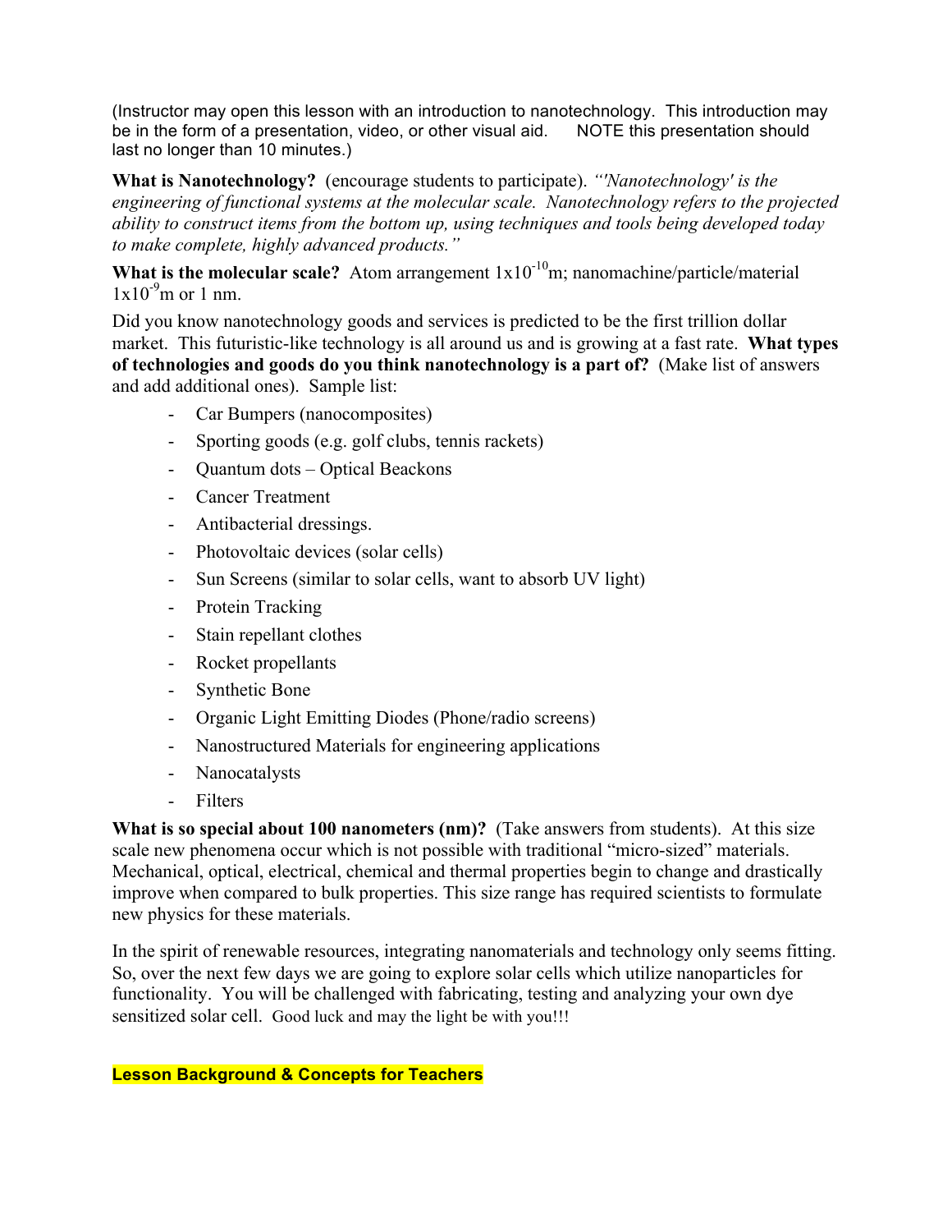(Instructor may open this lesson with an introduction to nanotechnology. This introduction may be in the form of a presentation, video, or other visual aid. NOTE this presentation should last no longer than 10 minutes.)

**What is Nanotechnology?** (encourage students to participate). *"'Nanotechnology' is the engineering of functional systems at the molecular scale. Nanotechnology refers to the projected ability to construct items from the bottom up, using techniques and tools being developed today to make complete, highly advanced products."*

**What is the molecular scale?** Atom arrangement $1x10^{-10}$m; nanomachine/particle/material $1x10^{-9}$m or 1 nm.

Did you know nanotechnology goods and services is predicted to be the first trillion dollar market. This futuristic-like technology is all around us and is growing at a fast rate. **What types of technologies and goods do you think nanotechnology is a part of?** (Make list of answers and add additional ones). Sample list:

- Car Bumpers (nanocomposites)
- Sporting goods (e.g. golf clubs, tennis rackets)
- Quantum dots – Optical Beackons
- Cancer Treatment
- Antibacterial dressings.
- Photovoltaic devices (solar cells)
- Sun Screens (similar to solar cells, want to absorb UV light)
- Protein Tracking
- Stain repellant clothes
- Rocket propellants
- Synthetic Bone
- Organic Light Emitting Diodes (Phone/radio screens)
- Nanostructured Materials for engineering applications
- Nanocatalysts
- Filters

**What is so special about 100 nanometers (nm)?** (Take answers from students). At this size scale new phenomena occur which is not possible with traditional "micro-sized" materials. Mechanical, optical, electrical, chemical and thermal properties begin to change and drastically improve when compared to bulk properties. This size range has required scientists to formulate new physics for these materials.

In the spirit of renewable resources, integrating nanomaterials and technology only seems fitting. So, over the next few days we are going to explore solar cells which utilize nanoparticles for functionality. You will be challenged with fabricating, testing and analyzing your own dye sensitized solar cell. Good luck and may the light be with you!!!

**Lesson Background & Concepts for Teachers**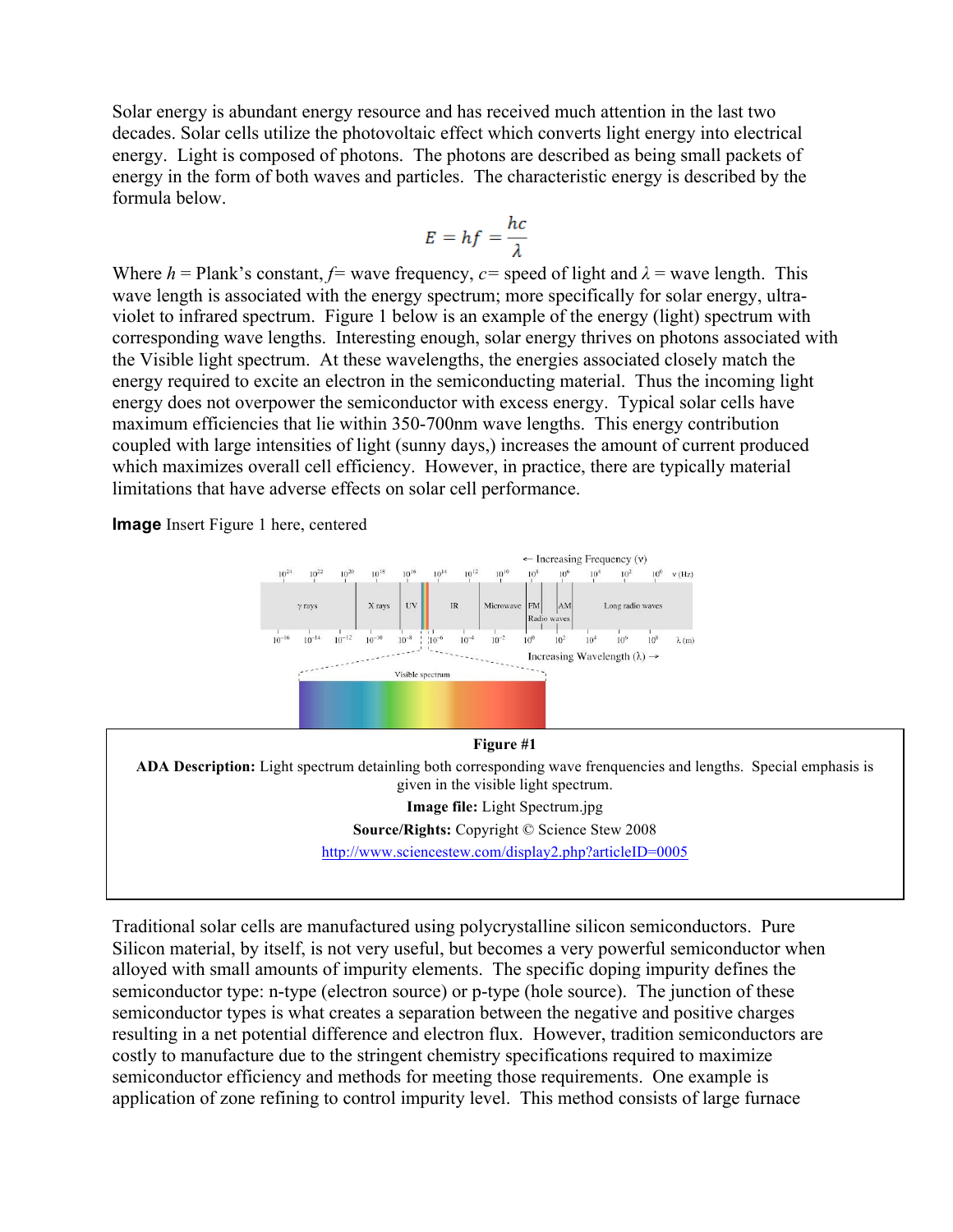Solar energy is abundant energy resource and has received much attention in the last two decades. Solar cells utilize the photovoltaic effect which converts light energy into electrical energy. Light is composed of photons. The photons are described as being small packets of energy in the form of both waves and particles. The characteristic energy is described by the formula below.

$$E = hf = \frac{hc}{\lambda}$$

Where $h$ = Plank's constant, $f$= wave frequency, $c$= speed of light and $\lambda$ = wave length. This wave length is associated with the energy spectrum; more specifically for solar energy, ultra-violet to infrared spectrum. Figure 1 below is an example of the energy (light) spectrum with corresponding wave lengths. Interesting enough, solar energy thrives on photons associated with the Visible light spectrum. At these wavelengths, the energies associated closely match the energy required to excite an electron in the semiconducting material. Thus the incoming light energy does not overpower the semiconductor with excess energy. Typical solar cells have maximum efficiencies that lie within 350-700nm wave lengths. This energy contribution coupled with large intensities of light (sunny days,) increases the amount of current produced which maximizes overall cell efficiency. However, in practice, there are typically material limitations that have adverse effects on solar cell performance.

**Image** Insert Figure 1 here, centered

**Figure #1**

**ADA Description:** Light spectrum detainling both corresponding wave frenquencies and lengths. Special emphasis is given in the visible light spectrum.

**Image file:** Light Spectrum.jpg

**Source/Rights:** Copyright © Science Stew 2008

http://www.sciencestew.com/display2.php?articleID=0005

Traditional solar cells are manufactured using polycrystalline silicon semiconductors. Pure Silicon material, by itself, is not very useful, but becomes a very powerful semiconductor when alloyed with small amounts of impurity elements. The specific doping impurity defines the semiconductor type: n-type (electron source) or p-type (hole source). The junction of these semiconductor types is what creates a separation between the negative and positive charges resulting in a net potential difference and electron flux. However, tradition semiconductors are costly to manufacture due to the stringent chemistry specifications required to maximize semiconductor efficiency and methods for meeting those requirements. One example is application of zone refining to control impurity level. This method consists of large furnace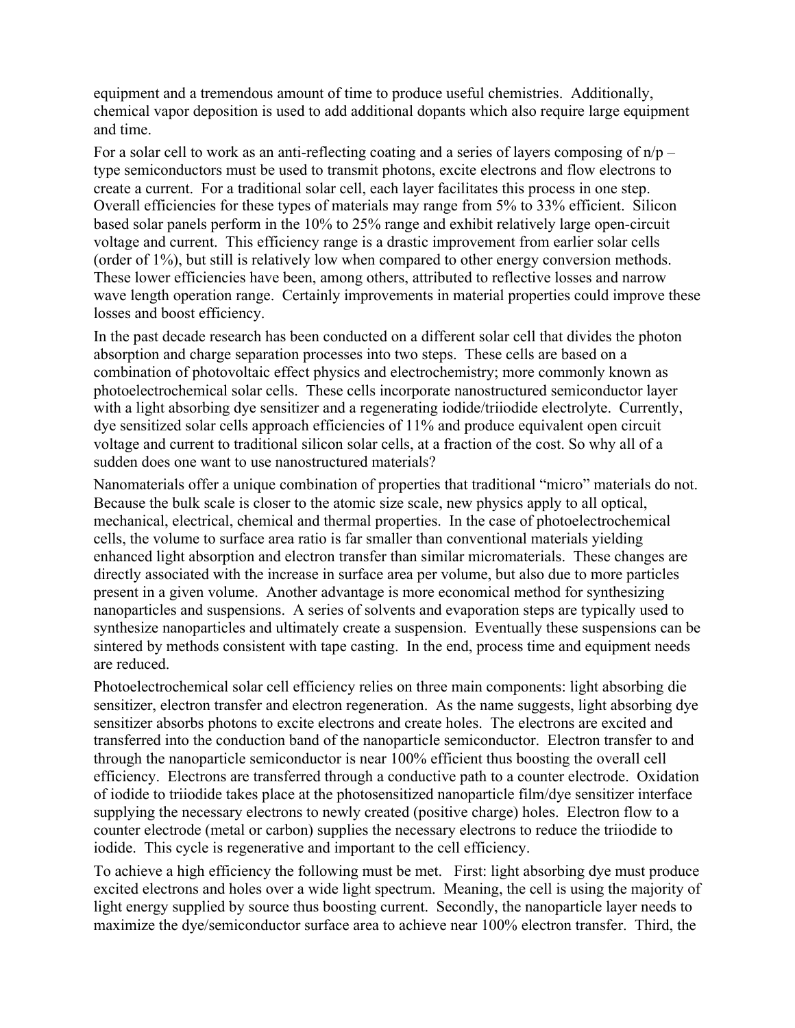equipment and a tremendous amount of time to produce useful chemistries. Additionally, chemical vapor deposition is used to add additional dopants which also require large equipment and time.

For a solar cell to work as an anti-reflecting coating and a series of layers composing of n/p – type semiconductors must be used to transmit photons, excite electrons and flow electrons to create a current. For a traditional solar cell, each layer facilitates this process in one step. Overall efficiencies for these types of materials may range from 5% to 33% efficient. Silicon based solar panels perform in the 10% to 25% range and exhibit relatively large open-circuit voltage and current. This efficiency range is a drastic improvement from earlier solar cells (order of 1%), but still is relatively low when compared to other energy conversion methods. These lower efficiencies have been, among others, attributed to reflective losses and narrow wave length operation range. Certainly improvements in material properties could improve these losses and boost efficiency.

In the past decade research has been conducted on a different solar cell that divides the photon absorption and charge separation processes into two steps. These cells are based on a combination of photovoltaic effect physics and electrochemistry; more commonly known as photoelectrochemical solar cells. These cells incorporate nanostructured semiconductor layer with a light absorbing dye sensitizer and a regenerating iodide/triiodide electrolyte. Currently, dye sensitized solar cells approach efficiencies of 11% and produce equivalent open circuit voltage and current to traditional silicon solar cells, at a fraction of the cost. So why all of a sudden does one want to use nanostructured materials?

Nanomaterials offer a unique combination of properties that traditional "micro" materials do not. Because the bulk scale is closer to the atomic size scale, new physics apply to all optical, mechanical, electrical, chemical and thermal properties. In the case of photoelectrochemical cells, the volume to surface area ratio is far smaller than conventional materials yielding enhanced light absorption and electron transfer than similar micromaterials. These changes are directly associated with the increase in surface area per volume, but also due to more particles present in a given volume. Another advantage is more economical method for synthesizing nanoparticles and suspensions. A series of solvents and evaporation steps are typically used to synthesize nanoparticles and ultimately create a suspension. Eventually these suspensions can be sintered by methods consistent with tape casting. In the end, process time and equipment needs are reduced.

Photoelectrochemical solar cell efficiency relies on three main components: light absorbing die sensitizer, electron transfer and electron regeneration. As the name suggests, light absorbing dye sensitizer absorbs photons to excite electrons and create holes. The electrons are excited and transferred into the conduction band of the nanoparticle semiconductor. Electron transfer to and through the nanoparticle semiconductor is near 100% efficient thus boosting the overall cell efficiency. Electrons are transferred through a conductive path to a counter electrode. Oxidation of iodide to triiodide takes place at the photosensitized nanoparticle film/dye sensitizer interface supplying the necessary electrons to newly created (positive charge) holes. Electron flow to a counter electrode (metal or carbon) supplies the necessary electrons to reduce the triiodide to iodide. This cycle is regenerative and important to the cell efficiency.

To achieve a high efficiency the following must be met. First: light absorbing dye must produce excited electrons and holes over a wide light spectrum. Meaning, the cell is using the majority of light energy supplied by source thus boosting current. Secondly, the nanoparticle layer needs to maximize the dye/semiconductor surface area to achieve near 100% electron transfer. Third, the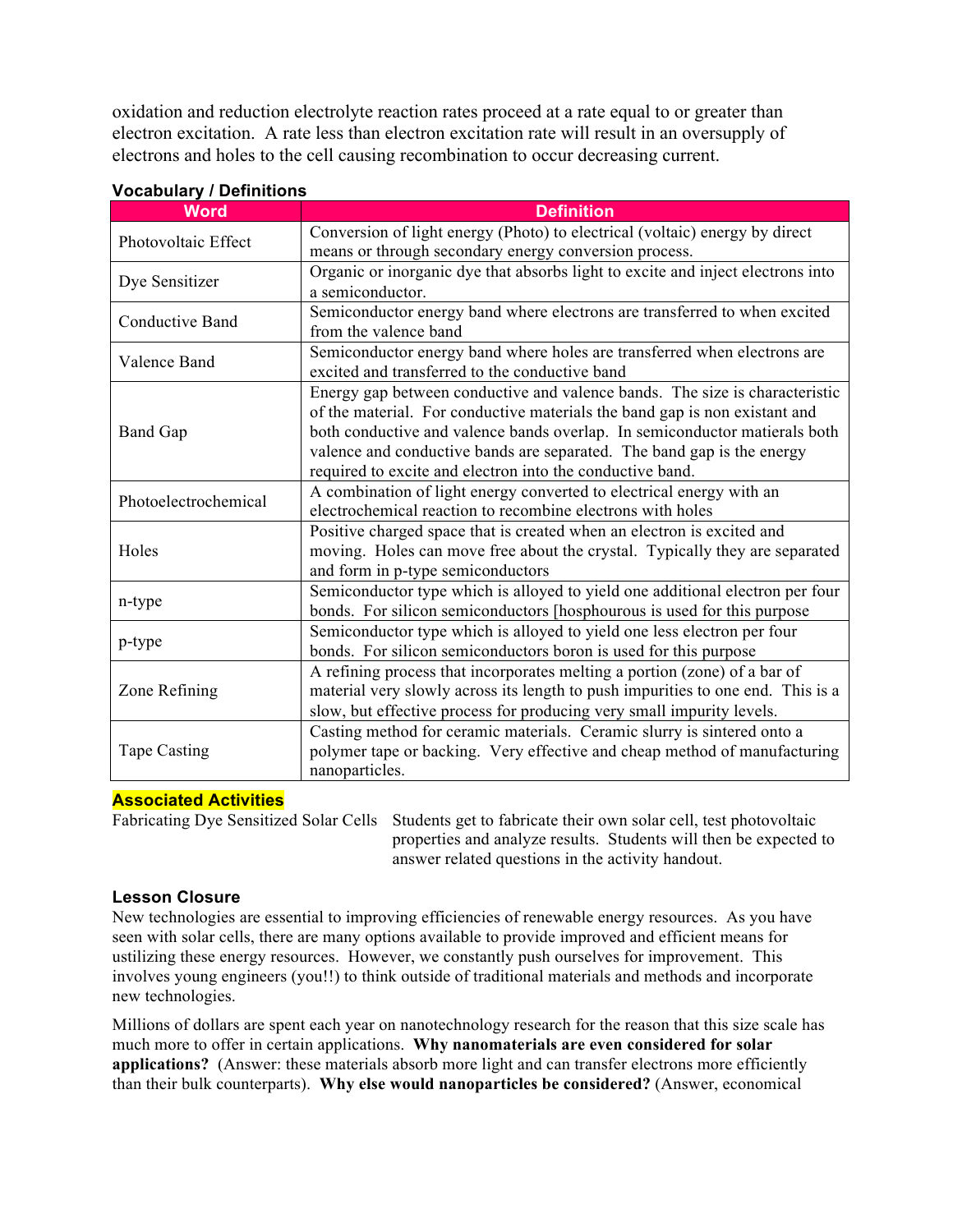oxidation and reduction electrolyte reaction rates proceed at a rate equal to or greater than electron excitation. A rate less than electron excitation rate will result in an oversupply of electrons and holes to the cell causing recombination to occur decreasing current.

### Vocabulary / Definitions

| Word | Definition |
|---|---|
| Photovoltaic Effect | Conversion of light energy (Photo) to electrical (voltaic) energy by direct means or through secondary energy conversion process. |
| Dye Sensitizer | Organic or inorganic dye that absorbs light to excite and inject electrons into a semiconductor. |
| Conductive Band | Semiconductor energy band where electrons are transferred to when excited from the valence band |
| Valence Band | Semiconductor energy band where holes are transferred when electrons are excited and transferred to the conductive band |
| Band Gap | Energy gap between conductive and valence bands. The size is characteristic of the material. For conductive materials the band gap is non existant and both conductive and valence bands overlap. In semiconductor matierals both valence and conductive bands are separated. The band gap is the energy required to excite and electron into the conductive band. |
| Photoelectrochemical | A combination of light energy converted to electrical energy with an electrochemical reaction to recombine electrons with holes |
| Holes | Positive charged space that is created when an electron is excited and moving. Holes can move free about the crystal. Typically they are separated and form in p-type semiconductors |
| n-type | Semiconductor type which is alloyed to yield one additional electron per four bonds. For silicon semiconductors [hosphourous is used for this purpose |
| p-type | Semiconductor type which is alloyed to yield one less electron per four bonds. For silicon semiconductors boron is used for this purpose |
| Zone Refining | A refining process that incorporates melting a portion (zone) of a bar of material very slowly across its length to push impurities to one end. This is a slow, but effective process for producing very small impurity levels. |
| Tape Casting | Casting method for ceramic materials. Ceramic slurry is sintered onto a polymer tape or backing. Very effective and cheap method of manufacturing nanoparticles. |

### Associated Activities

Fabricating Dye Sensitized Solar Cells — Students get to fabricate their own solar cell, test photovoltaic properties and analyze results. Students will then be expected to answer related questions in the activity handout.

### Lesson Closure

New technologies are essential to improving efficiencies of renewable energy resources. As you have seen with solar cells, there are many options available to provide improved and efficient means for ustilizing these energy resources. However, we constantly push ourselves for improvement. This involves young engineers (you!!) to think outside of traditional materials and methods and incorporate new technologies.

Millions of dollars are spent each year on nanotechnology research for the reason that this size scale has much more to offer in certain applications. **Why nanomaterials are even considered for solar applications?** (Answer: these materials absorb more light and can transfer electrons more efficiently than their bulk counterparts). **Why else would nanoparticles be considered?** (Answer, economical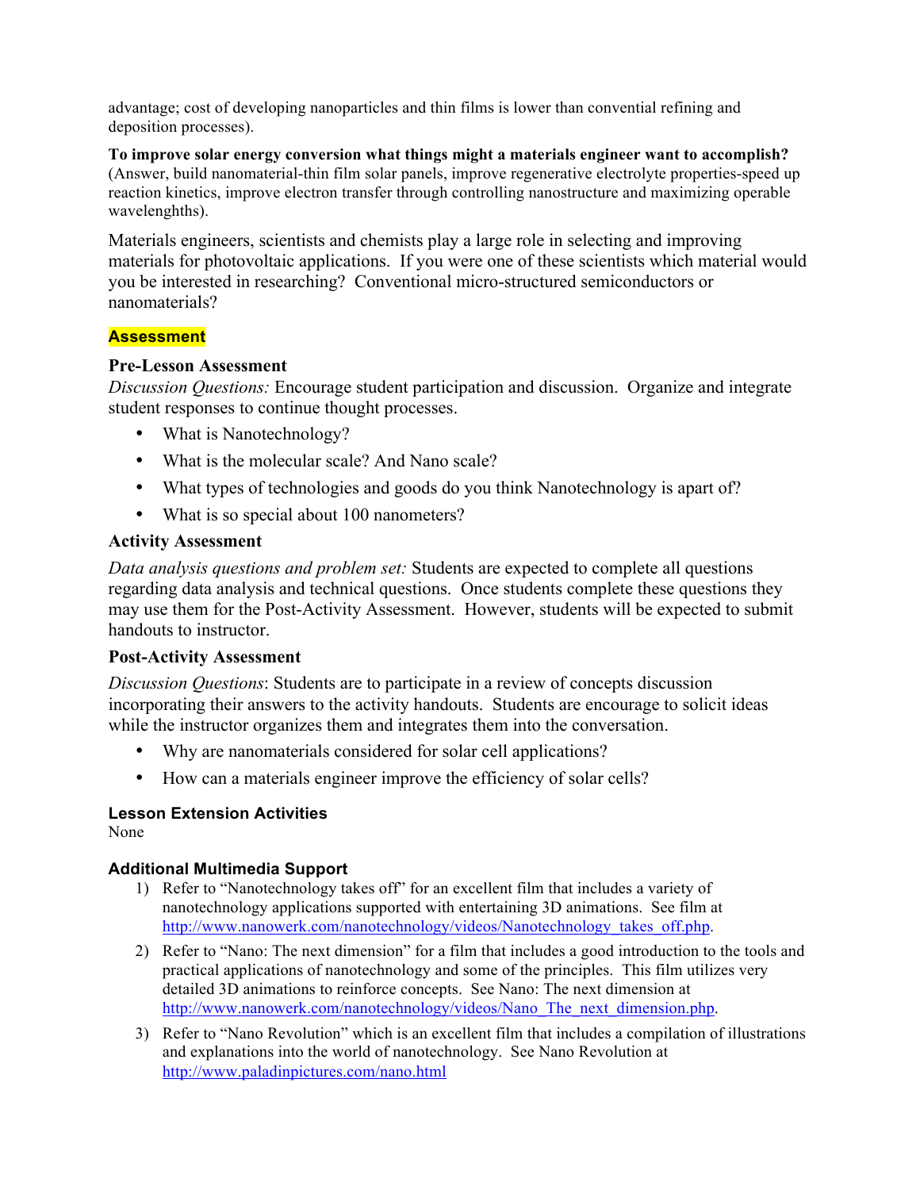advantage; cost of developing nanoparticles and thin films is lower than convential refining and deposition processes).

**To improve solar energy conversion what things might a materials engineer want to accomplish?** (Answer, build nanomaterial-thin film solar panels, improve regenerative electrolyte properties-speed up reaction kinetics, improve electron transfer through controlling nanostructure and maximizing operable wavelenghths).

Materials engineers, scientists and chemists play a large role in selecting and improving materials for photovoltaic applications. If you were one of these scientists which material would you be interested in researching? Conventional micro-structured semiconductors or nanomaterials?

## Assessment

### Pre-Lesson Assessment

*Discussion Questions:* Encourage student participation and discussion. Organize and integrate student responses to continue thought processes.

- What is Nanotechnology?
- What is the molecular scale? And Nano scale?
- What types of technologies and goods do you think Nanotechnology is apart of?
- What is so special about 100 nanometers?

### Activity Assessment

*Data analysis questions and problem set:* Students are expected to complete all questions regarding data analysis and technical questions. Once students complete these questions they may use them for the Post-Activity Assessment. However, students will be expected to submit handouts to instructor.

### Post-Activity Assessment

*Discussion Questions*: Students are to participate in a review of concepts discussion incorporating their answers to the activity handouts. Students are encourage to solicit ideas while the instructor organizes them and integrates them into the conversation.

- Why are nanomaterials considered for solar cell applications?
- How can a materials engineer improve the efficiency of solar cells?

### Lesson Extension Activities

None

### Additional Multimedia Support

1) Refer to "Nanotechnology takes off" for an excellent film that includes a variety of nanotechnology applications supported with entertaining 3D animations. See film at http://www.nanowerk.com/nanotechnology/videos/Nanotechnology_takes_off.php.
2) Refer to "Nano: The next dimension" for a film that includes a good introduction to the tools and practical applications of nanotechnology and some of the principles. This film utilizes very detailed 3D animations to reinforce concepts. See Nano: The next dimension at http://www.nanowerk.com/nanotechnology/videos/Nano_The_next_dimension.php.
3) Refer to "Nano Revolution" which is an excellent film that includes a compilation of illustrations and explanations into the world of nanotechnology. See Nano Revolution at http://www.paladinpictures.com/nano.html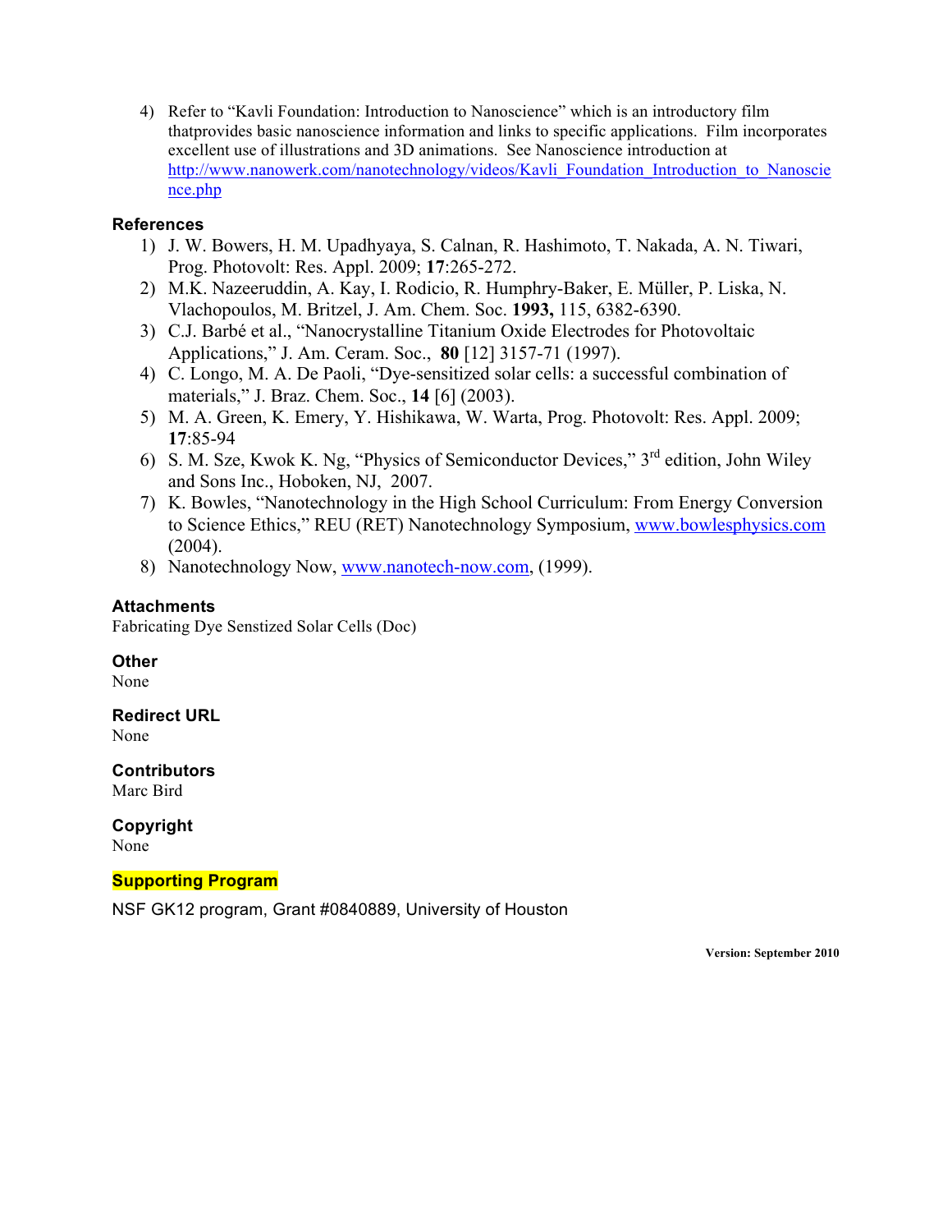4) Refer to "Kavli Foundation: Introduction to Nanoscience" which is an introductory film thatprovides basic nanoscience information and links to specific applications. Film incorporates excellent use of illustrations and 3D animations. See Nanoscience introduction at http://www.nanowerk.com/nanotechnology/videos/Kavli_Foundation_Introduction_to_Nanoscience.php

### References

1) J. W. Bowers, H. M. Upadhyaya, S. Calnan, R. Hashimoto, T. Nakada, A. N. Tiwari, Prog. Photovolt: Res. Appl. 2009; **17**:265-272.
2) M.K. Nazeeruddin, A. Kay, I. Rodicio, R. Humphry-Baker, E. Müller, P. Liska, N. Vlachopoulos, M. Britzel, J. Am. Chem. Soc. **1993,** 115, 6382-6390.
3) C.J. Barbé et al., "Nanocrystalline Titanium Oxide Electrodes for Photovoltaic Applications," J. Am. Ceram. Soc., **80** [12] 3157-71 (1997).
4) C. Longo, M. A. De Paoli, "Dye-sensitized solar cells: a successful combination of materials," J. Braz. Chem. Soc., **14** [6] (2003).
5) M. A. Green, K. Emery, Y. Hishikawa, W. Warta, Prog. Photovolt: Res. Appl. 2009; **17**:85-94
6) S. M. Sze, Kwok K. Ng, "Physics of Semiconductor Devices," 3rd edition, John Wiley and Sons Inc., Hoboken, NJ, 2007.
7) K. Bowles, "Nanotechnology in the High School Curriculum: From Energy Conversion to Science Ethics," REU (RET) Nanotechnology Symposium, www.bowlesphysics.com (2004).
8) Nanotechnology Now, www.nanotech-now.com, (1999).

### Attachments

Fabricating Dye Senstized Solar Cells (Doc)

### Other

None

### Redirect URL

None

### Contributors

Marc Bird

### Copyright

None

### Supporting Program

NSF GK12 program, Grant #0840889, University of Houston

**Version: September 2010**